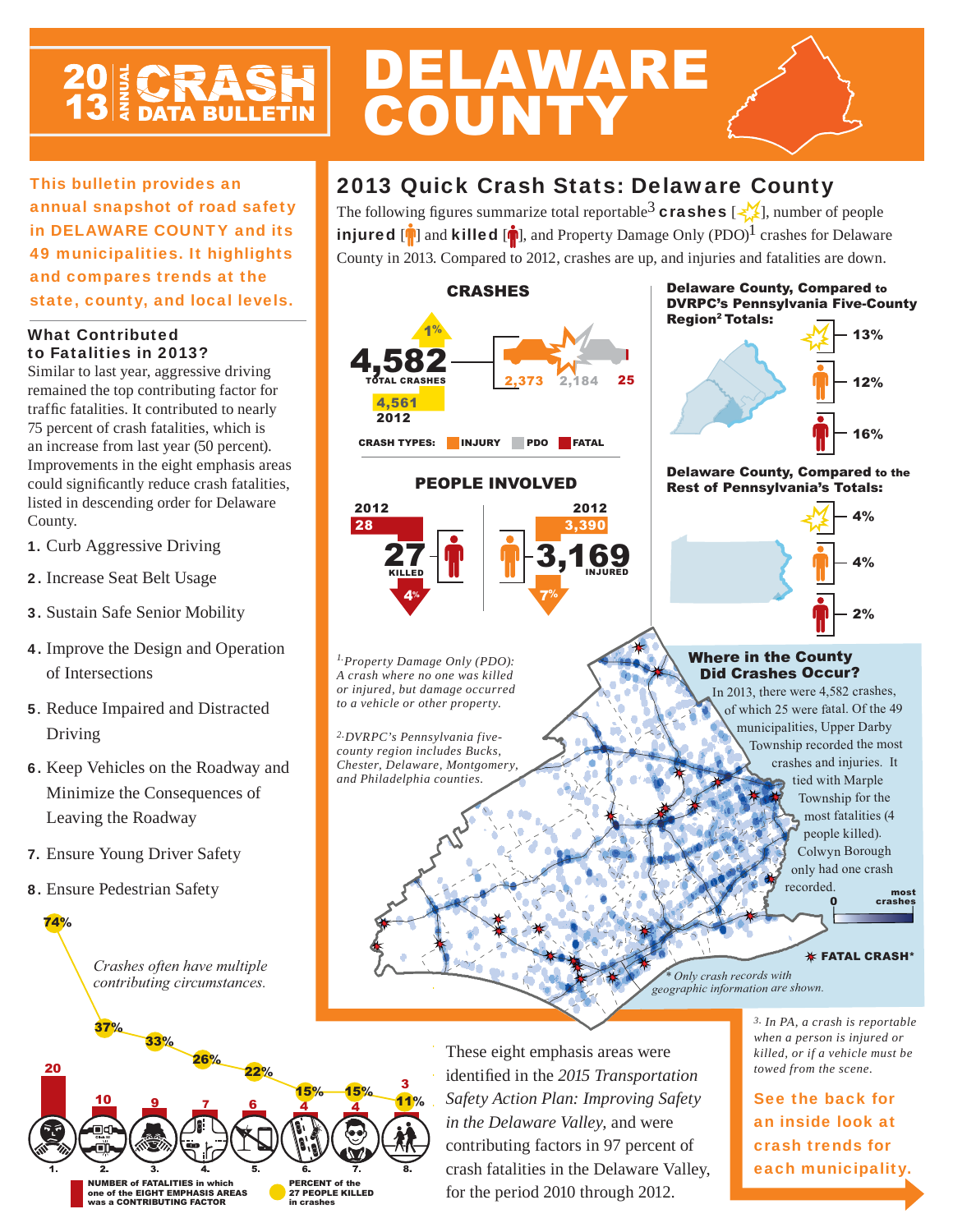# 2013 ANNUAL CRASH DATA BULLETIN

# DELAWARE COUNTY

**This bulletin provides an annual snapshot of road safety in DELAWARE COUNTY and its 49 municipalities. It highlights and compares trends at the state, county, and local levels.**

### What Contributed to Fatalities in 2013?

Similar to last year, aggressive driving remained the top contributing factor for traffic fatalities. It contributed to nearly 75 percent of crash fatalities, which is an increase from last year (50 percent). Improvements in the eight emphasis areas could significantly reduce crash fatalities, listed in descending order for Delaware County.

1. Curb Aggressive Driving
2. Increase Seat Belt Usage
3. Sustain Safe Senior Mobility
4. Improve the Design and Operation of Intersections
5. Reduce Impaired and Distracted Driving
6. Keep Vehicles on the Roadway and Minimize the Consequences of Leaving the Roadway
7. Ensure Young Driver Safety
8. Ensure Pedestrian Safety

*Crashes often have multiple contributing circumstances.*

| Emphasis Area | Number of fatalities in which one of the eight emphasis areas was a contributing factor | Percent of the 27 people killed in crashes |
|---|---|---|
| 1. | 20 | 74% |
| 2. | 10 | 37% |
| 3. | 9 | 33% |
| 4. | 7 | 26% |
| 5. | 6 | 22% |
| 6. | 4 | 15% |
| 7. | 4 | 15% |
| 8. | 3 | 11% |

## 2013 Quick Crash Stats: Delaware County

The following figures summarize total reportable[3] **crashes**, number of people **injured** and **killed**, and Property Damage Only (PDO)[1] crashes for Delaware County in 2013. Compared to 2012, crashes are up, and injuries and fatalities are down.

### CRASHES

**4,582** TOTAL CRASHES (up 1%)

2012: 4,561

Crash types: INJURY 2,373 | PDO 2,184 | FATAL 25

### PEOPLE INVOLVED

**27** KILLED (down 4%) — 2012: 28

**3,169** INJURED (down 7%) — 2012: 3,390

**Delaware County, Compared to DVRPC's Pennsylvania Five-County Region[2] Totals:**

- Crashes: 13%
- Injured: 12%
- Killed: 16%

**Delaware County, Compared to the Rest of Pennsylvania's Totals:**

- Crashes: 4%
- Injured: 4%
- Killed: 2%

*1. Property Damage Only (PDO): A crash where no one was killed or injured, but damage occurred to a vehicle or other property.*

*2. DVRPC's Pennsylvania five-county region includes Bucks, Chester, Delaware, Montgomery, and Philadelphia counties.*

### Where in the County Did Crashes Occur?

In 2013, there were 4,582 crashes, of which 25 were fatal. Of the 49 municipalities, Upper Darby Township recorded the most crashes and injuries. It tied with Marple Township for the most fatalities (4 people killed). Colwyn Borough only had one crash recorded.

0 — most crashes

FATAL CRASH*

*\* Only crash records with geographic information are shown.*

These eight emphasis areas were identified in the *2015 Transportation Safety Action Plan: Improving Safety in the Delaware Valley,* and were contributing factors in 97 percent of crash fatalities in the Delaware Valley, for the period 2010 through 2012.

*3. In PA, a crash is reportable when a person is injured or killed, or if a vehicle must be towed from the scene.*

**See the back for an inside look at crash trends for each municipality.**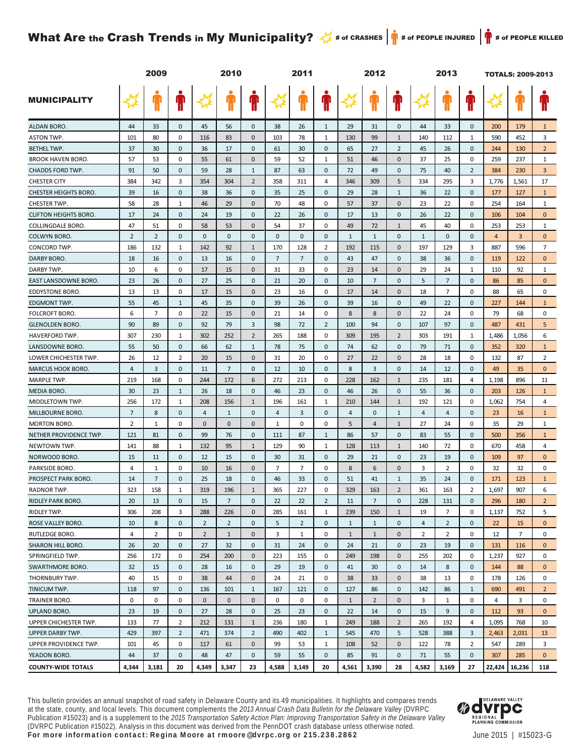# What Are the Crash Trends in My Municipality?

# of CRASHES | # of PEOPLE INJURED | # of PEOPLE KILLED

| MUNICIPALITY | 2009 | | | 2010 | | | 2011 | | | 2012 | | | 2013 | | | TOTALS: 2009-2013 | | |
|---|---|---|---|---|---|---|---|---|---|---|---|---|---|---|---|---|---|---|
| | Crashes | Injured | Killed | Crashes | Injured | Killed | Crashes | Injured | Killed | Crashes | Injured | Killed | Crashes | Injured | Killed | Crashes | Injured | Killed |
| ALDAN BORO. | 44 | 33 | 0 | 45 | 56 | 0 | 38 | 26 | 1 | 29 | 31 | 0 | 44 | 33 | 0 | 200 | 179 | 1 |
| ASTON TWP. | 101 | 80 | 0 | 116 | 83 | 0 | 103 | 78 | 1 | 130 | 99 | 1 | 140 | 112 | 1 | 590 | 452 | 3 |
| BETHEL TWP. | 37 | 30 | 0 | 36 | 17 | 0 | 61 | 30 | 0 | 65 | 27 | 2 | 45 | 26 | 0 | 244 | 130 | 2 |
| BROOK HAVEN BORO. | 57 | 53 | 0 | 55 | 61 | 0 | 59 | 52 | 1 | 51 | 46 | 0 | 37 | 25 | 0 | 259 | 237 | 1 |
| CHADDS FORD TWP. | 91 | 50 | 0 | 59 | 28 | 1 | 87 | 63 | 0 | 72 | 49 | 0 | 75 | 40 | 2 | 384 | 230 | 3 |
| CHESTER CITY | 384 | 342 | 3 | 354 | 304 | 2 | 358 | 311 | 4 | 346 | 309 | 5 | 334 | 295 | 3 | 1,776 | 1,561 | 17 |
| CHESTER HEIGHTS BORO. | 39 | 16 | 0 | 38 | 36 | 0 | 35 | 25 | 0 | 29 | 28 | 1 | 36 | 22 | 0 | 177 | 127 | 1 |
| CHESTER TWP. | 58 | 28 | 1 | 46 | 29 | 0 | 70 | 48 | 0 | 57 | 37 | 0 | 23 | 22 | 0 | 254 | 164 | 1 |
| CLIFTON HEIGHTS BORO. | 17 | 24 | 0 | 24 | 19 | 0 | 22 | 26 | 0 | 17 | 13 | 0 | 26 | 22 | 0 | 106 | 104 | 0 |
| COLLINGDALE BORO. | 47 | 51 | 0 | 58 | 53 | 0 | 54 | 37 | 0 | 49 | 72 | 1 | 45 | 40 | 0 | 253 | 253 | 1 |
| COLWYN BORO. | 2 | 2 | 0 | 0 | 0 | 0 | 0 | 0 | 0 | 1 | 1 | 0 | 1 | 0 | 0 | 4 | 3 | 0 |
| CONCORD TWP. | 186 | 132 | 1 | 142 | 92 | 1 | 170 | 128 | 2 | 192 | 115 | 0 | 197 | 129 | 3 | 887 | 596 | 7 |
| DARBY BORO. | 18 | 16 | 0 | 13 | 16 | 0 | 7 | 7 | 0 | 43 | 47 | 0 | 38 | 36 | 0 | 119 | 122 | 0 |
| DARBY TWP. | 10 | 6 | 0 | 17 | 15 | 0 | 31 | 33 | 0 | 23 | 14 | 0 | 29 | 24 | 1 | 110 | 92 | 1 |
| EAST LANSDOWNE BORO. | 23 | 26 | 0 | 27 | 25 | 0 | 21 | 20 | 0 | 10 | 7 | 0 | 5 | 7 | 0 | 86 | 85 | 0 |
| EDDYSTONE BORO. | 13 | 13 | 0 | 17 | 15 | 0 | 23 | 16 | 0 | 17 | 14 | 0 | 18 | 7 | 0 | 88 | 65 | 0 |
| EDGMONT TWP. | 55 | 45 | 1 | 45 | 35 | 0 | 39 | 26 | 0 | 39 | 16 | 0 | 49 | 22 | 0 | 227 | 144 | 1 |
| FOLCROFT BORO. | 6 | 7 | 0 | 22 | 15 | 0 | 21 | 14 | 0 | 8 | 8 | 0 | 22 | 24 | 0 | 79 | 68 | 0 |
| GLENOLDEN BORO. | 90 | 89 | 0 | 92 | 79 | 3 | 98 | 72 | 2 | 100 | 94 | 0 | 107 | 97 | 0 | 487 | 431 | 5 |
| HAVERFORD TWP. | 307 | 230 | 1 | 302 | 252 | 2 | 265 | 188 | 0 | 309 | 195 | 2 | 303 | 191 | 1 | 1,486 | 1,056 | 6 |
| LANSDOWNE BORO. | 55 | 50 | 0 | 66 | 62 | 1 | 78 | 75 | 0 | 74 | 62 | 0 | 79 | 71 | 0 | 352 | 320 | 1 |
| LOWER CHICHESTER TWP. | 26 | 12 | 2 | 20 | 15 | 0 | 31 | 20 | 0 | 27 | 22 | 0 | 28 | 18 | 0 | 132 | 87 | 2 |
| MARCUS HOOK BORO. | 4 | 3 | 0 | 11 | 7 | 0 | 12 | 10 | 0 | 8 | 3 | 0 | 14 | 12 | 0 | 49 | 35 | 0 |
| MARPLE TWP. | 219 | 168 | 0 | 244 | 172 | 6 | 272 | 213 | 0 | 228 | 162 | 1 | 235 | 181 | 4 | 1,198 | 896 | 11 |
| MEDIA BORO. | 30 | 23 | 1 | 26 | 18 | 0 | 46 | 23 | 0 | 46 | 26 | 0 | 55 | 36 | 0 | 203 | 126 | 1 |
| MIDDLETOWN TWP. | 256 | 172 | 1 | 208 | 156 | 1 | 196 | 161 | 1 | 210 | 144 | 1 | 192 | 121 | 0 | 1,062 | 754 | 4 |
| MILLBOURNE BORO. | 7 | 8 | 0 | 4 | 1 | 0 | 4 | 3 | 0 | 4 | 0 | 1 | 4 | 4 | 0 | 23 | 16 | 1 |
| MORTON BORO. | 2 | 1 | 0 | 0 | 0 | 0 | 1 | 0 | 0 | 5 | 4 | 1 | 27 | 24 | 0 | 35 | 29 | 1 |
| NETHER PROVIDENCE TWP. | 121 | 81 | 0 | 99 | 76 | 0 | 111 | 87 | 1 | 86 | 57 | 0 | 83 | 55 | 0 | 500 | 356 | 1 |
| NEWTOWN TWP. | 141 | 88 | 1 | 132 | 95 | 1 | 129 | 90 | 1 | 128 | 113 | 1 | 140 | 72 | 0 | 670 | 458 | 4 |
| NORWOOD BORO. | 15 | 11 | 0 | 12 | 15 | 0 | 30 | 31 | 0 | 29 | 21 | 0 | 23 | 19 | 0 | 109 | 97 | 0 |
| PARKSIDE BORO. | 4 | 1 | 0 | 10 | 16 | 0 | 7 | 7 | 0 | 8 | 6 | 0 | 3 | 2 | 0 | 32 | 32 | 0 |
| PROSPECT PARK BORO. | 14 | 7 | 0 | 25 | 18 | 0 | 46 | 33 | 0 | 51 | 41 | 1 | 35 | 24 | 0 | 171 | 123 | 1 |
| RADNOR TWP. | 323 | 158 | 1 | 319 | 196 | 1 | 365 | 227 | 0 | 329 | 163 | 2 | 361 | 163 | 2 | 1,697 | 907 | 6 |
| RIDLEY PARK BORO. | 20 | 13 | 0 | 15 | 7 | 0 | 22 | 22 | 2 | 11 | 7 | 0 | 228 | 131 | 0 | 296 | 180 | 2 |
| RIDLEY TWP. | 306 | 208 | 3 | 288 | 226 | 0 | 285 | 161 | 1 | 239 | 150 | 1 | 19 | 7 | 0 | 1,137 | 752 | 5 |
| ROSE VALLEY BORO. | 10 | 8 | 0 | 2 | 2 | 0 | 5 | 2 | 0 | 1 | 1 | 0 | 4 | 2 | 0 | 22 | 15 | 0 |
| RUTLEDGE BORO. | 4 | 2 | 0 | 2 | 1 | 0 | 3 | 1 | 0 | 1 | 1 | 0 | 2 | 2 | 0 | 12 | 7 | 0 |
| SHARON HILL BORO. | 26 | 20 | 0 | 27 | 32 | 0 | 31 | 24 | 0 | 24 | 21 | 0 | 23 | 19 | 0 | 131 | 116 | 0 |
| SPRINGFIELD TWP. | 256 | 172 | 0 | 254 | 200 | 0 | 223 | 155 | 0 | 249 | 198 | 0 | 255 | 202 | 0 | 1,237 | 927 | 0 |
| SWARTHMORE BORO. | 32 | 15 | 0 | 28 | 16 | 0 | 29 | 19 | 0 | 41 | 30 | 0 | 14 | 8 | 0 | 144 | 88 | 0 |
| THORNBURY TWP. | 40 | 15 | 0 | 38 | 44 | 0 | 24 | 21 | 0 | 38 | 33 | 0 | 38 | 13 | 0 | 178 | 126 | 0 |
| TINICUM TWP. | 118 | 97 | 0 | 136 | 101 | 1 | 167 | 121 | 0 | 127 | 86 | 0 | 142 | 86 | 1 | 690 | 491 | 2 |
| TRAINER BORO. | 0 | 0 | 0 | 0 | 0 | 0 | 0 | 0 | 0 | 1 | 2 | 0 | 3 | 1 | 0 | 4 | 3 | 0 |
| UPLAND BORO. | 23 | 19 | 0 | 27 | 28 | 0 | 25 | 23 | 0 | 22 | 14 | 0 | 15 | 9 | 0 | 112 | 93 | 0 |
| UPPER CHICHESTER TWP. | 133 | 77 | 2 | 212 | 131 | 1 | 236 | 180 | 1 | 249 | 188 | 2 | 265 | 192 | 4 | 1,095 | 768 | 10 |
| UPPER DARBY TWP. | 429 | 397 | 2 | 471 | 374 | 2 | 490 | 402 | 1 | 545 | 470 | 5 | 528 | 388 | 3 | 2,463 | 2,031 | 13 |
| UPPER PROVIDENCE TWP. | 101 | 45 | 0 | 117 | 61 | 0 | 99 | 53 | 1 | 108 | 52 | 0 | 122 | 78 | 2 | 547 | 289 | 3 |
| YEADON BORO. | 44 | 37 | 0 | 48 | 47 | 0 | 59 | 55 | 0 | 85 | 91 | 0 | 71 | 55 | 0 | 307 | 285 | 0 |
| **COUNTY-WIDE TOTALS** | **4,344** | **3,181** | **20** | **4,349** | **3,347** | **23** | **4,588** | **3,149** | **20** | **4,561** | **3,390** | **28** | **4,582** | **3,169** | **27** | **22,424** | **16,236** | **118** |

This bulletin provides an annual snapshot of road safety in Delaware County and its 49 municipalities. It highlights and compares trends at the state, county, and local levels. This document complements the *2013 Annual Crash Data Bulletin for the Delaware Valley* (DVRPC Publication #15023) and is a supplement to the *2015 Transportation Safety Action Plan: Improving Transportation Safety in the Delaware Valley* (DVRPC Publication #15022). Analysis in this document was derived from the PennDOT crash database unless otherwise noted.

**For more information contact: Regina Moore at rmoore@dvrpc.org or 215.238.2862**

DELAWARE VALLEY dvrpc REGIONAL PLANNING COMMISSION

June 2015 | #15023-G